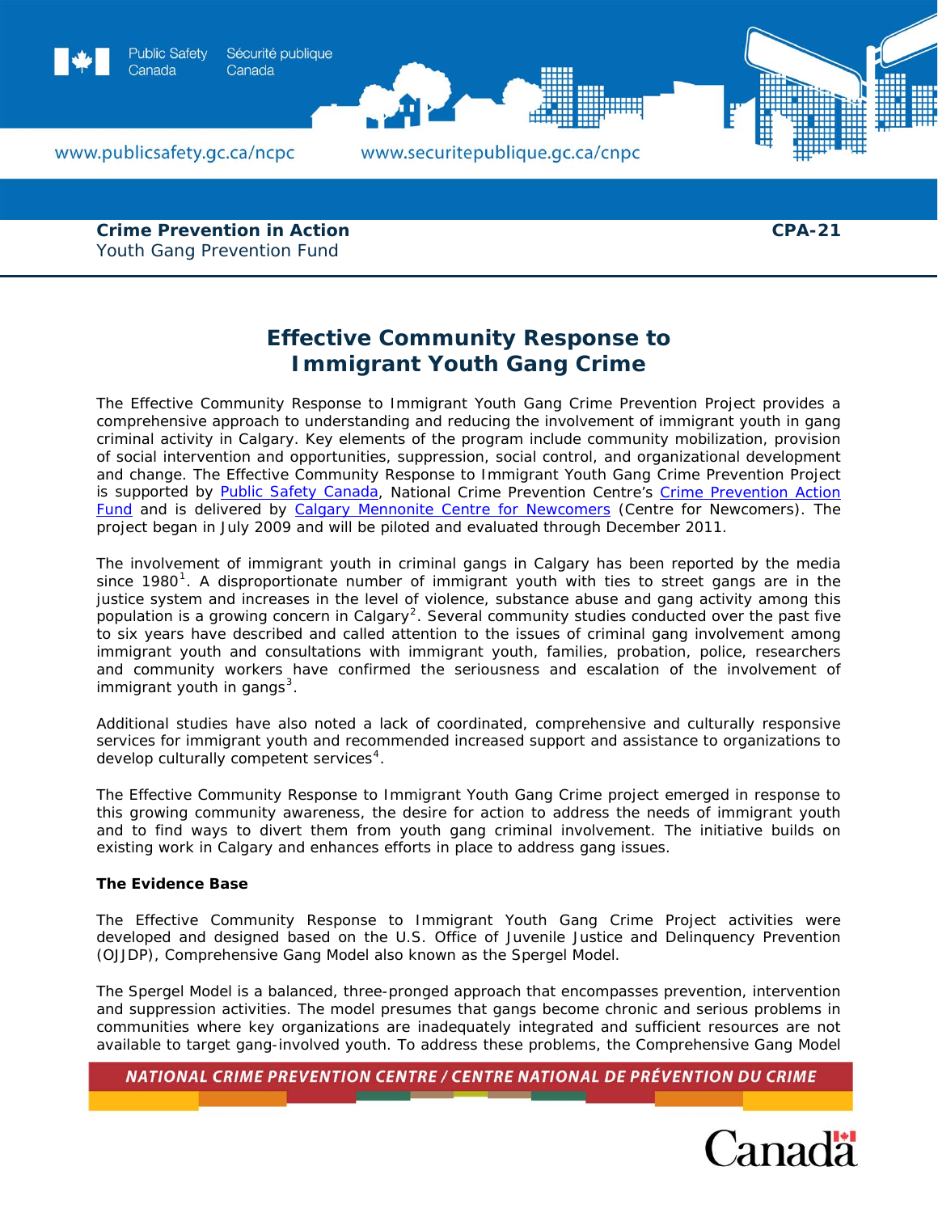Crime Prevention in Action
Youth Gang Prevention Fund

CPA-21

# Effective Community Response to Immigrant Youth Gang Crime

The Effective Community Response to Immigrant Youth Gang Crime Prevention Project provides a comprehensive approach to understanding and reducing the involvement of immigrant youth in gang criminal activity in Calgary. Key elements of the program include community mobilization, provision of social intervention and opportunities, suppression, social control, and organizational development and change. The Effective Community Response to Immigrant Youth Gang Crime Prevention Project is supported by Public Safety Canada, National Crime Prevention Centre's Crime Prevention Action Fund and is delivered by Calgary Mennonite Centre for Newcomers (Centre for Newcomers). The project began in July 2009 and will be piloted and evaluated through December 2011.

The involvement of immigrant youth in criminal gangs in Calgary has been reported by the media since 1980[1]. A disproportionate number of immigrant youth with ties to street gangs are in the justice system and increases in the level of violence, substance abuse and gang activity among this population is a growing concern in Calgary[2]. Several community studies conducted over the past five to six years have described and called attention to the issues of criminal gang involvement among immigrant youth and consultations with immigrant youth, families, probation, police, researchers and community workers have confirmed the seriousness and escalation of the involvement of immigrant youth in gangs[3].

Additional studies have also noted a lack of coordinated, comprehensive and culturally responsive services for immigrant youth and recommended increased support and assistance to organizations to develop culturally competent services[4].

The Effective Community Response to Immigrant Youth Gang Crime project emerged in response to this growing community awareness, the desire for action to address the needs of immigrant youth and to find ways to divert them from youth gang criminal involvement. The initiative builds on existing work in Calgary and enhances efforts in place to address gang issues.

**The Evidence Base**

The Effective Community Response to Immigrant Youth Gang Crime Project activities were developed and designed based on the U.S. Office of Juvenile Justice and Delinquency Prevention (OJJDP), Comprehensive Gang Model also known as the Spergel Model.

The Spergel Model is a balanced, three-pronged approach that encompasses prevention, intervention and suppression activities. The model presumes that gangs become chronic and serious problems in communities where key organizations are inadequately integrated and sufficient resources are not available to target gang-involved youth. To address these problems, the Comprehensive Gang Model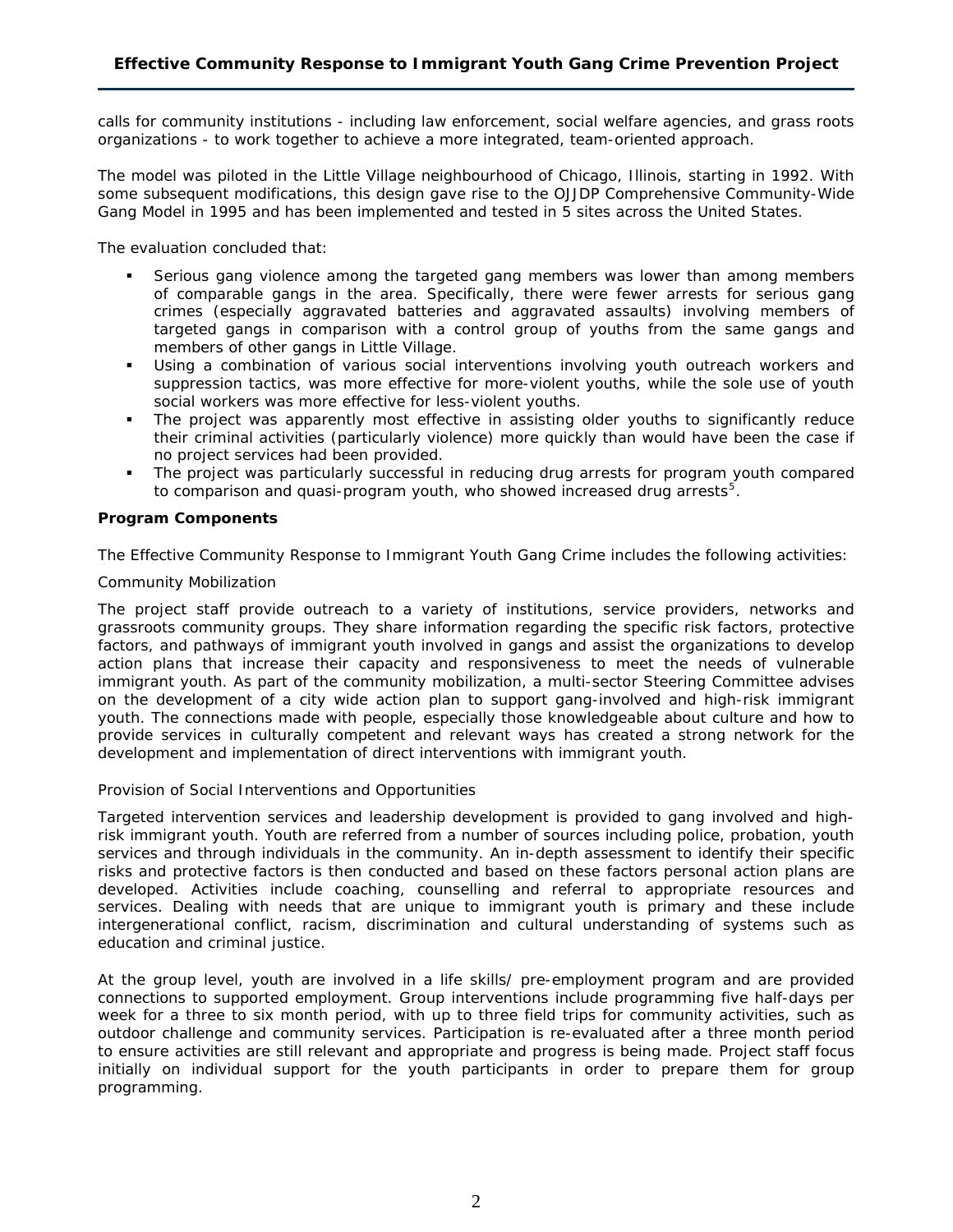calls for community institutions - including law enforcement, social welfare agencies, and grass roots organizations - to work together to achieve a more integrated, team-oriented approach.

The model was piloted in the Little Village neighbourhood of Chicago, Illinois, starting in 1992. With some subsequent modifications, this design gave rise to the OJJDP Comprehensive Community-Wide Gang Model in 1995 and has been implemented and tested in 5 sites across the United States.

The evaluation concluded that:

- Serious gang violence among the targeted gang members was lower than among members of comparable gangs in the area. Specifically, there were fewer arrests for serious gang crimes (especially aggravated batteries and aggravated assaults) involving members of targeted gangs in comparison with a control group of youths from the same gangs and members of other gangs in Little Village.
- Using a combination of various social interventions involving youth outreach workers and suppression tactics, was more effective for more-violent youths, while the sole use of youth social workers was more effective for less-violent youths.
- The project was apparently most effective in assisting older youths to significantly reduce their criminal activities (particularly violence) more quickly than would have been the case if no project services had been provided.
- The project was particularly successful in reducing drug arrests for program youth compared to comparison and quasi-program youth, who showed increased drug arrests[5].

**Program Components**

The Effective Community Response to Immigrant Youth Gang Crime includes the following activities:

Community Mobilization

The project staff provide outreach to a variety of institutions, service providers, networks and grassroots community groups. They share information regarding the specific risk factors, protective factors, and pathways of immigrant youth involved in gangs and assist the organizations to develop action plans that increase their capacity and responsiveness to meet the needs of vulnerable immigrant youth. As part of the community mobilization, a multi-sector Steering Committee advises on the development of a city wide action plan to support gang-involved and high-risk immigrant youth. The connections made with people, especially those knowledgeable about culture and how to provide services in culturally competent and relevant ways has created a strong network for the development and implementation of direct interventions with immigrant youth.

Provision of Social Interventions and Opportunities

Targeted intervention services and leadership development is provided to gang involved and high-risk immigrant youth. Youth are referred from a number of sources including police, probation, youth services and through individuals in the community. An in-depth assessment to identify their specific risks and protective factors is then conducted and based on these factors personal action plans are developed. Activities include coaching, counselling and referral to appropriate resources and services. Dealing with needs that are unique to immigrant youth is primary and these include intergenerational conflict, racism, discrimination and cultural understanding of systems such as education and criminal justice.

At the group level, youth are involved in a life skills/ pre-employment program and are provided connections to supported employment. Group interventions include programming five half-days per week for a three to six month period, with up to three field trips for community activities, such as outdoor challenge and community services. Participation is re-evaluated after a three month period to ensure activities are still relevant and appropriate and progress is being made. Project staff focus initially on individual support for the youth participants in order to prepare them for group programming.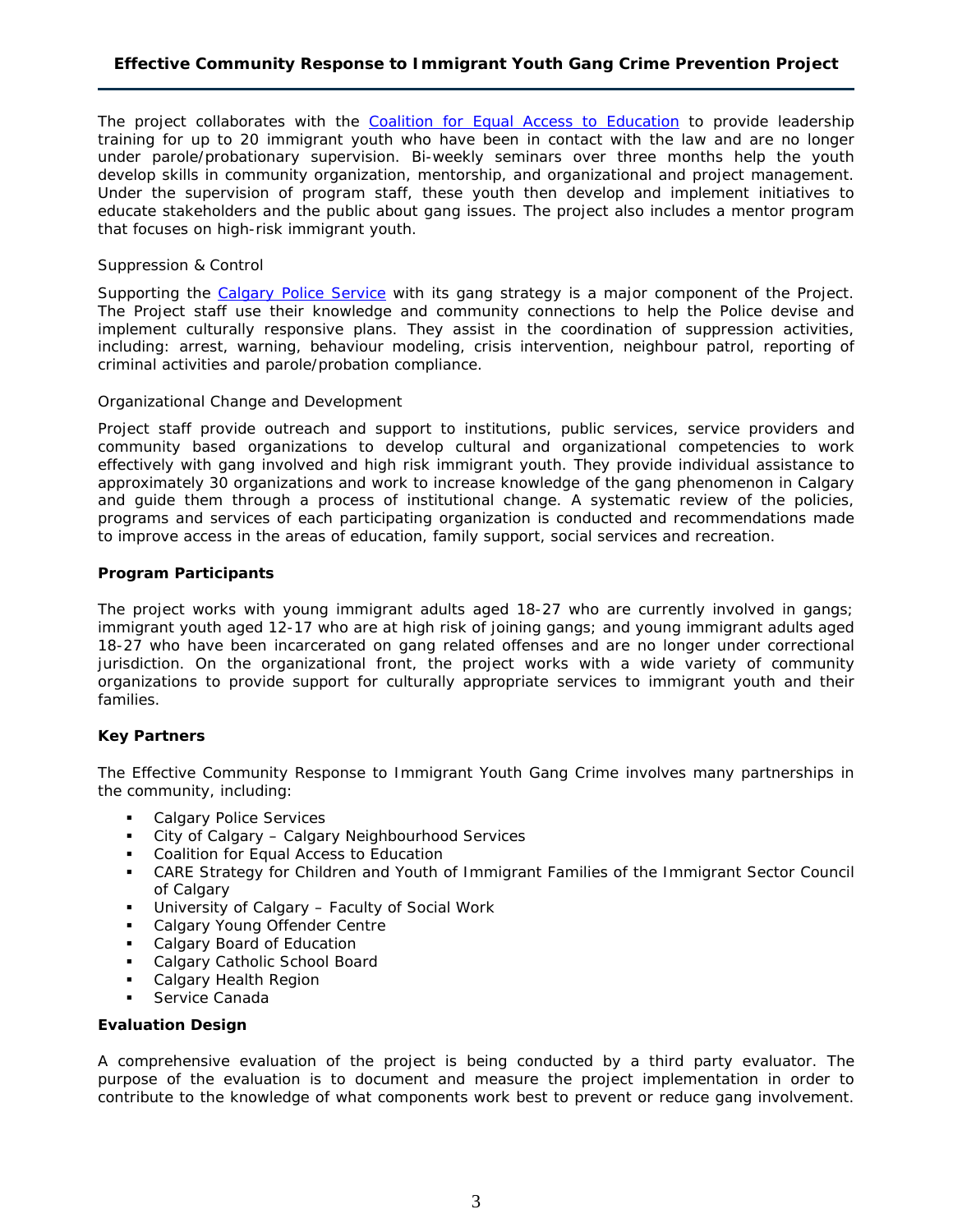The project collaborates with the [Coalition for Equal Access to Education](#) to provide leadership training for up to 20 immigrant youth who have been in contact with the law and are no longer under parole/probationary supervision. Bi-weekly seminars over three months help the youth develop skills in community organization, mentorship, and organizational and project management. Under the supervision of program staff, these youth then develop and implement initiatives to educate stakeholders and the public about gang issues. The project also includes a mentor program that focuses on high-risk immigrant youth.

Suppression & Control

Supporting the [Calgary Police Service](#) with its gang strategy is a major component of the Project. The Project staff use their knowledge and community connections to help the Police devise and implement culturally responsive plans. They assist in the coordination of suppression activities, including: arrest, warning, behaviour modeling, crisis intervention, neighbour patrol, reporting of criminal activities and parole/probation compliance.

Organizational Change and Development

Project staff provide outreach and support to institutions, public services, service providers and community based organizations to develop cultural and organizational competencies to work effectively with gang involved and high risk immigrant youth. They provide individual assistance to approximately 30 organizations and work to increase knowledge of the gang phenomenon in Calgary and guide them through a process of institutional change. A systematic review of the policies, programs and services of each participating organization is conducted and recommendations made to improve access in the areas of education, family support, social services and recreation.

**Program Participants**

The project works with young immigrant adults aged 18-27 who are currently involved in gangs; immigrant youth aged 12-17 who are at high risk of joining gangs; and young immigrant adults aged 18-27 who have been incarcerated on gang related offenses and are no longer under correctional jurisdiction. On the organizational front, the project works with a wide variety of community organizations to provide support for culturally appropriate services to immigrant youth and their families.

**Key Partners**

The Effective Community Response to Immigrant Youth Gang Crime involves many partnerships in the community, including:

- Calgary Police Services
- City of Calgary – Calgary Neighbourhood Services
- Coalition for Equal Access to Education
- CARE Strategy for Children and Youth of Immigrant Families of the Immigrant Sector Council of Calgary
- University of Calgary – Faculty of Social Work
- Calgary Young Offender Centre
- Calgary Board of Education
- Calgary Catholic School Board
- Calgary Health Region
- Service Canada

**Evaluation Design**

A comprehensive evaluation of the project is being conducted by a third party evaluator. The purpose of the evaluation is to document and measure the project implementation in order to contribute to the knowledge of what components work best to prevent or reduce gang involvement.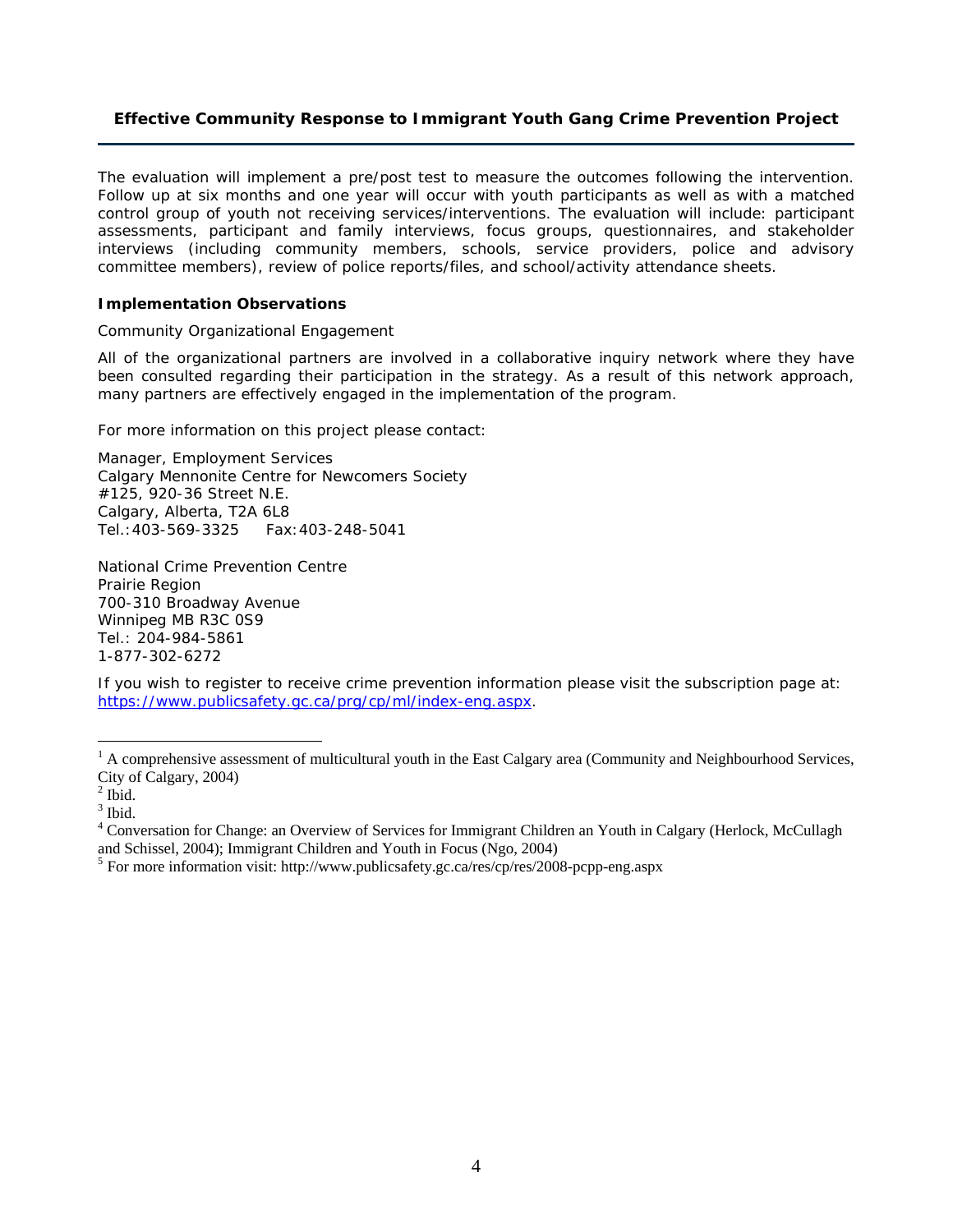The evaluation will implement a pre/post test to measure the outcomes following the intervention. Follow up at six months and one year will occur with youth participants as well as with a matched control group of youth not receiving services/interventions. The evaluation will include: participant assessments, participant and family interviews, focus groups, questionnaires, and stakeholder interviews (including community members, schools, service providers, police and advisory committee members), review of police reports/files, and school/activity attendance sheets.

**Implementation Observations**

Community Organizational Engagement

All of the organizational partners are involved in a collaborative inquiry network where they have been consulted regarding their participation in the strategy. As a result of this network approach, many partners are effectively engaged in the implementation of the program.

For more information on this project please contact:

Manager, Employment Services
Calgary Mennonite Centre for Newcomers Society
#125, 920-36 Street N.E.
Calgary, Alberta, T2A 6L8
Tel.: 403-569-3325 Fax: 403-248-5041

National Crime Prevention Centre
Prairie Region
700-310 Broadway Avenue
Winnipeg MB R3C 0S9
Tel.: 204-984-5861
1-877-302-6272

If you wish to register to receive crime prevention information please visit the subscription page at: https://www.publicsafety.gc.ca/prg/cp/ml/index-eng.aspx.

---

[1] A comprehensive assessment of multicultural youth in the East Calgary area (Community and Neighbourhood Services, City of Calgary, 2004)

[2] Ibid.

[3] Ibid.

[4] Conversation for Change: an Overview of Services for Immigrant Children an Youth in Calgary (Herlock, McCullagh and Schissel, 2004); Immigrant Children and Youth in Focus (Ngo, 2004)

[5] For more information visit: http://www.publicsafety.gc.ca/res/cp/res/2008-pcpp-eng.aspx